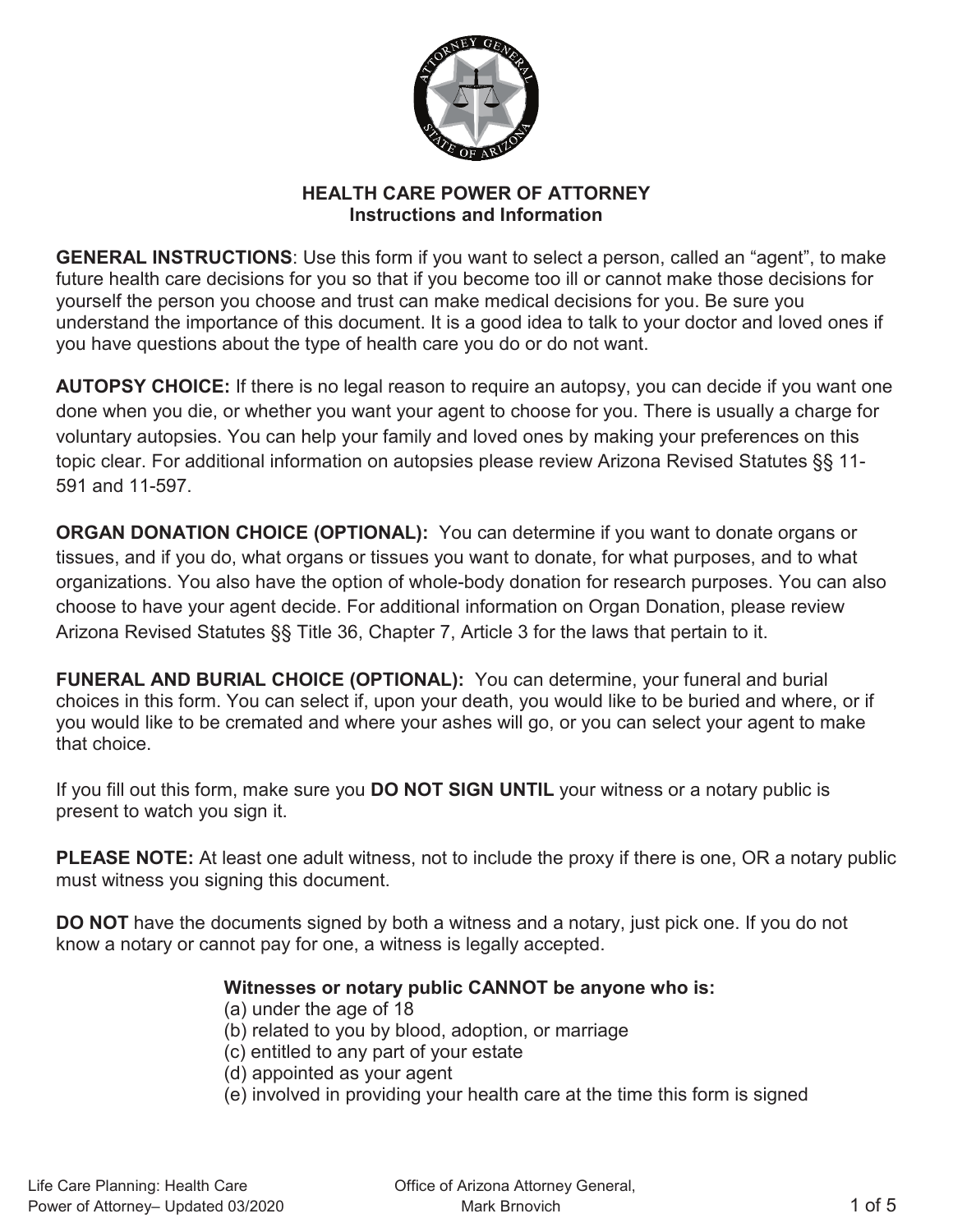# HEALTH CARE POWER OF ATTORNEY
## Instructions and Information

**GENERAL INSTRUCTIONS**: Use this form if you want to select a person, called an "agent", to make future health care decisions for you so that if you become too ill or cannot make those decisions for yourself the person you choose and trust can make medical decisions for you. Be sure you understand the importance of this document. It is a good idea to talk to your doctor and loved ones if you have questions about the type of health care you do or do not want.

**AUTOPSY CHOICE:** If there is no legal reason to require an autopsy, you can decide if you want one done when you die, or whether you want your agent to choose for you. There is usually a charge for voluntary autopsies. You can help your family and loved ones by making your preferences on this topic clear. For additional information on autopsies please review Arizona Revised Statutes §§ 11-591 and 11-597.

**ORGAN DONATION CHOICE (OPTIONAL):** You can determine if you want to donate organs or tissues, and if you do, what organs or tissues you want to donate, for what purposes, and to what organizations. You also have the option of whole-body donation for research purposes. You can also choose to have your agent decide. For additional information on Organ Donation, please review Arizona Revised Statutes §§ Title 36, Chapter 7, Article 3 for the laws that pertain to it.

**FUNERAL AND BURIAL CHOICE (OPTIONAL):** You can determine, your funeral and burial choices in this form. You can select if, upon your death, you would like to be buried and where, or if you would like to be cremated and where your ashes will go, or you can select your agent to make that choice.

If you fill out this form, make sure you **DO NOT SIGN UNTIL** your witness or a notary public is present to watch you sign it.

**PLEASE NOTE:** At least one adult witness, not to include the proxy if there is one, OR a notary public must witness you signing this document.

**DO NOT** have the documents signed by both a witness and a notary, just pick one. If you do not know a notary or cannot pay for one, a witness is legally accepted.

**Witnesses or notary public CANNOT be anyone who is:**

(a) under the age of 18
(b) related to you by blood, adoption, or marriage
(c) entitled to any part of your estate
(d) appointed as your agent
(e) involved in providing your health care at the time this form is signed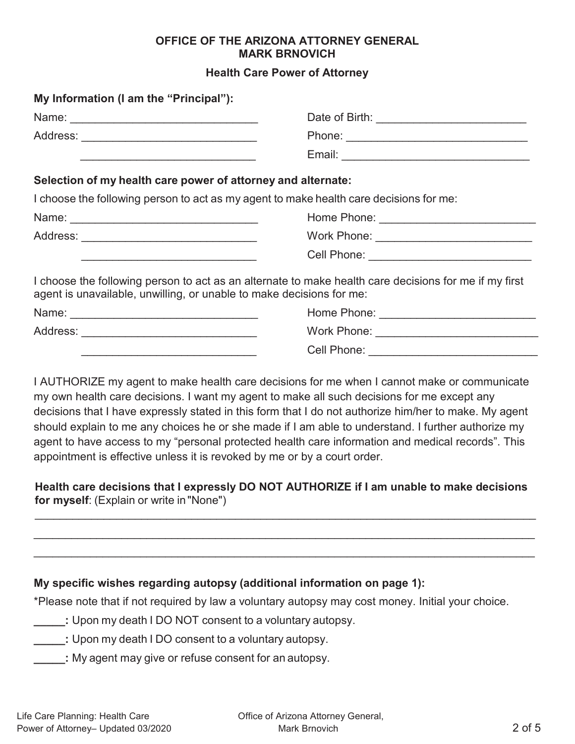**OFFICE OF THE ARIZONA ATTORNEY GENERAL**
**MARK BRNOVICH**

**Health Care Power of Attorney**

**My Information (I am the "Principal"):**

Name: ______________________________ Date of Birth: ________________________

Address: ____________________________ Phone: ______________________________

____________________________ Email: _______________________________

**Selection of my health care power of attorney and alternate:**

I choose the following person to act as my agent to make health care decisions for me:

Name: ______________________________ Home Phone: _________________________

Address: ____________________________ Work Phone: _________________________

____________________________ Cell Phone: __________________________

I choose the following person to act as an alternate to make health care decisions for me if my first agent is unavailable, unwilling, or unable to make decisions for me:

Name: ______________________________ Home Phone: _________________________

Address: ____________________________ Work Phone: __________________________

____________________________ Cell Phone: ___________________________

I AUTHORIZE my agent to make health care decisions for me when I cannot make or communicate my own health care decisions. I want my agent to make all such decisions for me except any decisions that I have expressly stated in this form that I do not authorize him/her to make. My agent should explain to me any choices he or she made if I am able to understand. I further authorize my agent to have access to my "personal protected health care information and medical records". This appointment is effective unless it is revoked by me or by a court order.

**Health care decisions that I expressly DO NOT AUTHORIZE if I am unable to make decisions for myself**: (Explain or write in "None")

_____________________________________________________________________________________

_____________________________________________________________________________________

_____________________________________________________________________________________

**My specific wishes regarding autopsy (additional information on page 1):**

*Please note that if not required by law a voluntary autopsy may cost money. Initial your choice.

**_____:** Upon my death I DO NOT consent to a voluntary autopsy.

**_____:** Upon my death I DO consent to a voluntary autopsy.

**_____:** My agent may give or refuse consent for an autopsy.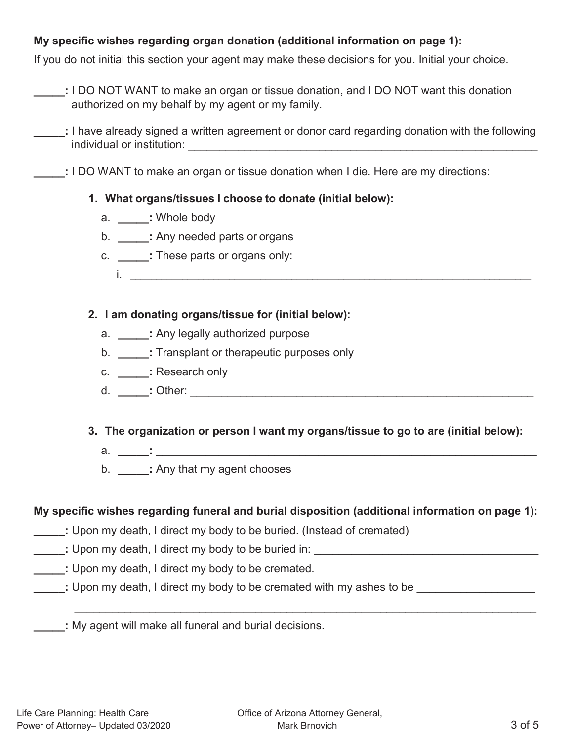**My specific wishes regarding organ donation (additional information on page 1):**

If you do not initial this section your agent may make these decisions for you. Initial your choice.

**_____:** I DO NOT WANT to make an organ or tissue donation, and I DO NOT want this donation authorized on my behalf by my agent or my family.

**_____:** I have already signed a written agreement or donor card regarding donation with the following individual or institution: ____________________________________________________________

**_____:** I DO WANT to make an organ or tissue donation when I die. Here are my directions:

1. **What organs/tissues I choose to donate (initial below):**
   a. **_____:** Whole body
   b. **_____:** Any needed parts or organs
   c. **_____:** These parts or organs only:
      i. ____________________________________________________________________

2. **I am donating organs/tissue for (initial below):**
   a. **_____:** Any legally authorized purpose
   b. **_____:** Transplant or therapeutic purposes only
   c. **_____:** Research only
   d. **_____:** Other: __________________________________________________________

3. **The organization or person I want my organs/tissue to go to are (initial below):**
   a. **_____:** ________________________________________________________________
   b. **_____:** Any that my agent chooses

**My specific wishes regarding funeral and burial disposition (additional information on page 1):**

**_____:** Upon my death, I direct my body to be buried. (Instead of cremated)

**_____:** Upon my death, I direct my body to be buried in: ____________________________________

**_____:** Upon my death, I direct my body to be cremated.

**_____:** Upon my death, I direct my body to be cremated with my ashes to be __________________

____________________________________________________________________________

**_____:** My agent will make all funeral and burial decisions.

Life Care Planning: Health Care Power of Attorney– Updated 03/2020

Office of Arizona Attorney General, Mark Brnovich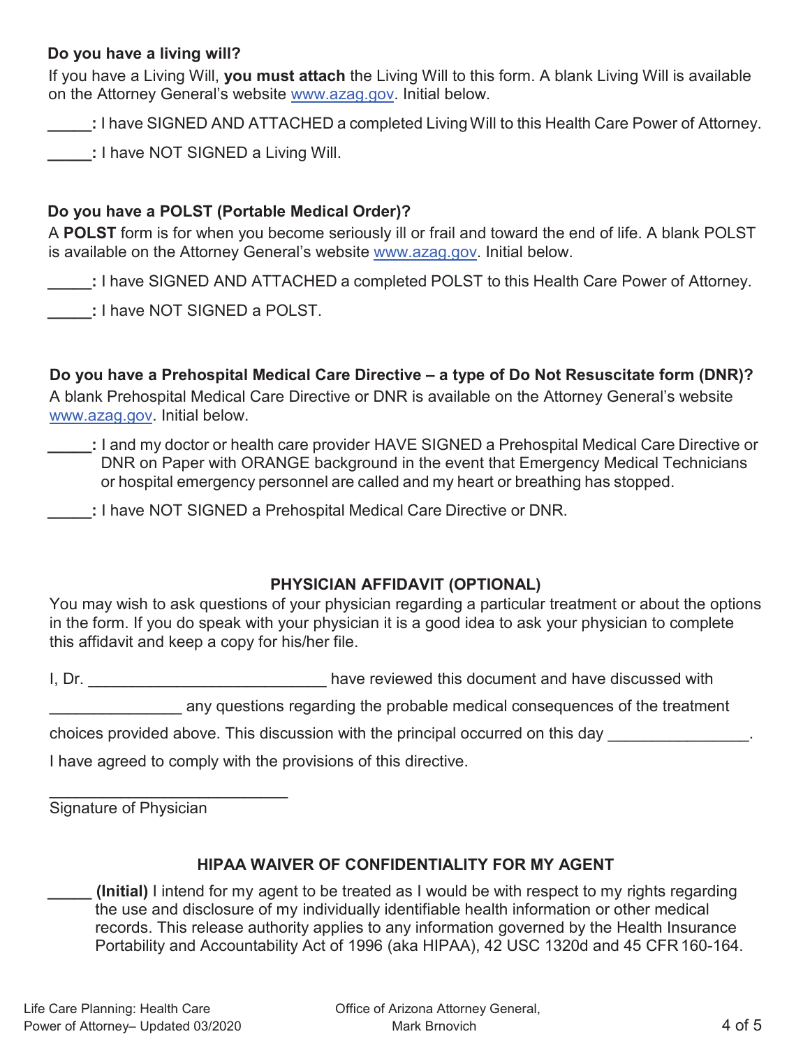**Do you have a living will?**

If you have a Living Will, **you must attach** the Living Will to this form. A blank Living Will is available on the Attorney General's website www.azag.gov. Initial below.

**_____:** I have SIGNED AND ATTACHED a completed Living Will to this Health Care Power of Attorney.

**_____:** I have NOT SIGNED a Living Will.

**Do you have a POLST (Portable Medical Order)?**

A **POLST** form is for when you become seriously ill or frail and toward the end of life. A blank POLST is available on the Attorney General's website www.azag.gov. Initial below.

**_____:** I have SIGNED AND ATTACHED a completed POLST to this Health Care Power of Attorney.

**_____:** I have NOT SIGNED a POLST.

**Do you have a Prehospital Medical Care Directive – a type of Do Not Resuscitate form (DNR)?**

A blank Prehospital Medical Care Directive or DNR is available on the Attorney General's website www.azag.gov. Initial below.

**_____:** I and my doctor or health care provider HAVE SIGNED a Prehospital Medical Care Directive or DNR on Paper with ORANGE background in the event that Emergency Medical Technicians or hospital emergency personnel are called and my heart or breathing has stopped.

**_____:** I have NOT SIGNED a Prehospital Medical Care Directive or DNR.

## PHYSICIAN AFFIDAVIT (OPTIONAL)

You may wish to ask questions of your physician regarding a particular treatment or about the options in the form. If you do speak with your physician it is a good idea to ask your physician to complete this affidavit and keep a copy for his/her file.

I, Dr. ___________________________ have reviewed this document and have discussed with _______________ any questions regarding the probable medical consequences of the treatment choices provided above. This discussion with the principal occurred on this day ________________.

I have agreed to comply with the provisions of this directive.

____________________________
Signature of Physician

## HIPAA WAIVER OF CONFIDENTIALITY FOR MY AGENT

**_____ (Initial)** I intend for my agent to be treated as I would be with respect to my rights regarding the use and disclosure of my individually identifiable health information or other medical records. This release authority applies to any information governed by the Health Insurance Portability and Accountability Act of 1996 (aka HIPAA), 42 USC 1320d and 45 CFR 160-164.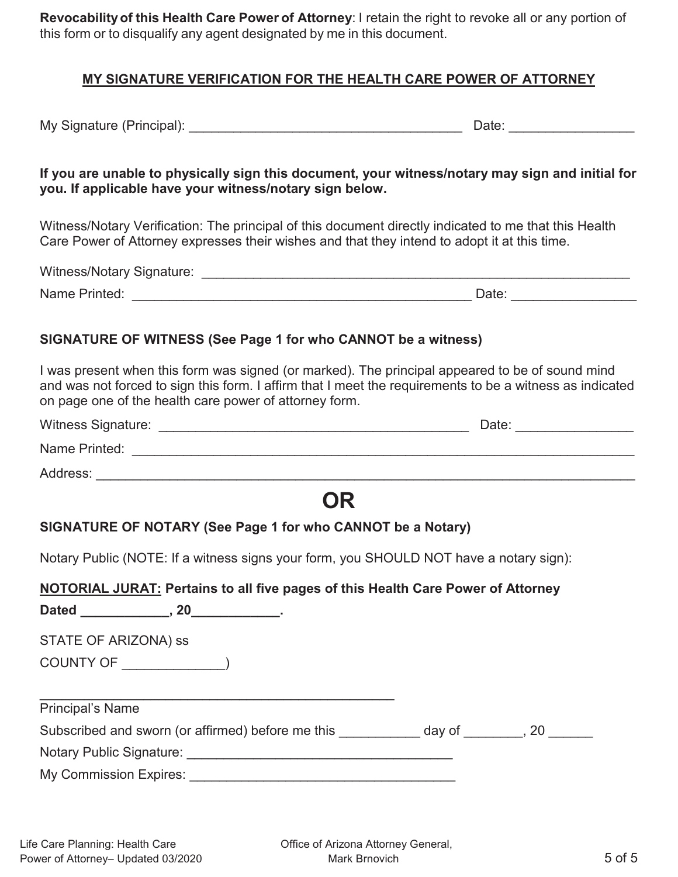**Revocability of this Health Care Power of Attorney**: I retain the right to revoke all or any portion of this form or to disqualify any agent designated by me in this document.

## MY SIGNATURE VERIFICATION FOR THE HEALTH CARE POWER OF ATTORNEY

My Signature (Principal): ______________________________________ Date: _________________

**If you are unable to physically sign this document, your witness/notary may sign and initial for you. If applicable have your witness/notary sign below.**

Witness/Notary Verification: The principal of this document directly indicated to me that this Health Care Power of Attorney expresses their wishes and that they intend to adopt it at this time.

Witness/Notary Signature: ____________________________________________________________

Name Printed: ________________________________________________ Date: _________________

**SIGNATURE OF WITNESS (See Page 1 for who CANNOT be a witness)**

I was present when this form was signed (or marked). The principal appeared to be of sound mind and was not forced to sign this form. I affirm that I meet the requirements to be a witness as indicated on page one of the health care power of attorney form.

Witness Signature: ____________________________________________ Date: ________________

Name Printed: ______________________________________________________________________

Address: ___________________________________________________________________________

# OR

**SIGNATURE OF NOTARY (See Page 1 for who CANNOT be a Notary)**

Notary Public (NOTE: If a witness signs your form, you SHOULD NOT have a notary sign):

**NOTORIAL JURAT: Pertains to all five pages of this Health Care Power of Attorney**

**Dated ____________, 20____________.**

STATE OF ARIZONA) ss

COUNTY OF ______________)

__________________________________________________

Principal's Name

Subscribed and sworn (or affirmed) before me this ___________ day of ________, 20 ______

Notary Public Signature: _____________________________________

My Commission Expires: _____________________________________

Life Care Planning: Health Care Power of Attorney– Updated 03/2020

Office of Arizona Attorney General, Mark Brnovich